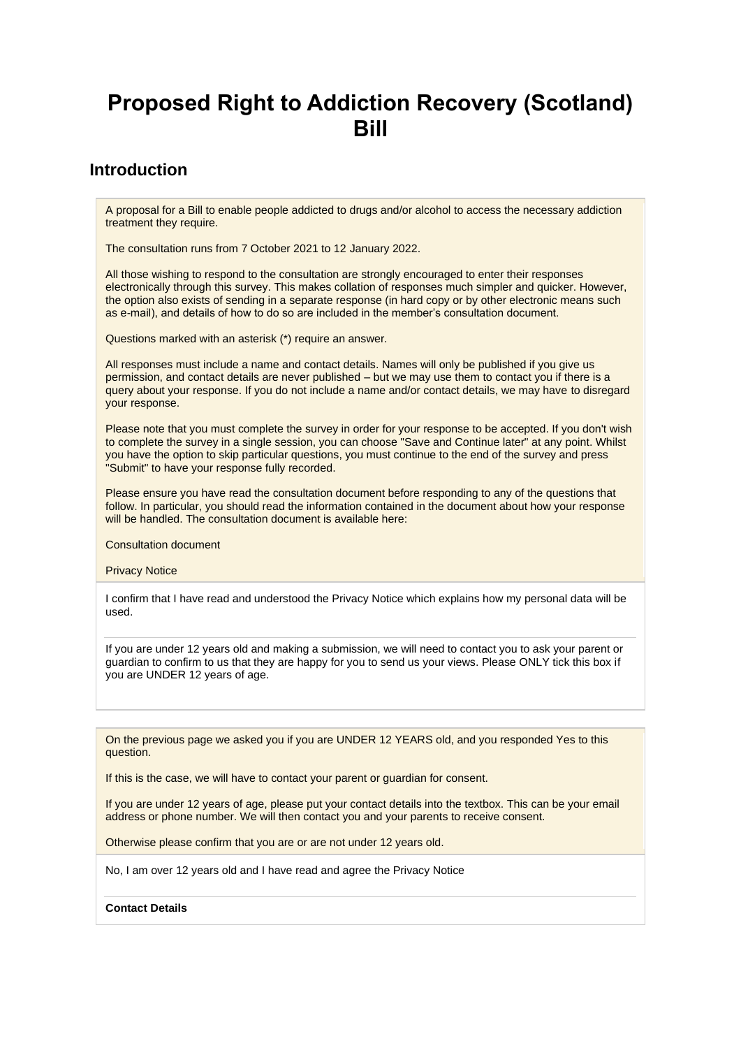# Proposed Right to Addiction Recovery (Scotland) Bill

## Introduction

A proposal for a Bill to enable people addicted to drugs and/or alcohol to access the necessary addiction treatment they require.

The consultation runs from 7 October 2021 to 12 January 2022.

All those wishing to respond to the consultation are strongly encouraged to enter their responses electronically through this survey. This makes collation of responses much simpler and quicker. However, the option also exists of sending in a separate response (in hard copy or by other electronic means such as e-mail), and details of how to do so are included in the member's consultation document.

Questions marked with an asterisk (*) require an answer.

All responses must include a name and contact details. Names will only be published if you give us permission, and contact details are never published – but we may use them to contact you if there is a query about your response. If you do not include a name and/or contact details, we may have to disregard your response.

Please note that you must complete the survey in order for your response to be accepted. If you don't wish to complete the survey in a single session, you can choose "Save and Continue later" at any point. Whilst you have the option to skip particular questions, you must continue to the end of the survey and press "Submit" to have your response fully recorded.

Please ensure you have read the consultation document before responding to any of the questions that follow. In particular, you should read the information contained in the document about how your response will be handled. The consultation document is available here:

Consultation document

Privacy Notice

I confirm that I have read and understood the Privacy Notice which explains how my personal data will be used.

If you are under 12 years old and making a submission, we will need to contact you to ask your parent or guardian to confirm to us that they are happy for you to send us your views. Please ONLY tick this box if you are UNDER 12 years of age.

On the previous page we asked you if you are UNDER 12 YEARS old, and you responded Yes to this question.

If this is the case, we will have to contact your parent or guardian for consent.

If you are under 12 years of age, please put your contact details into the textbox. This can be your email address or phone number. We will then contact you and your parents to receive consent.

Otherwise please confirm that you are or are not under 12 years old.

No, I am over 12 years old and I have read and agree the Privacy Notice

**Contact Details**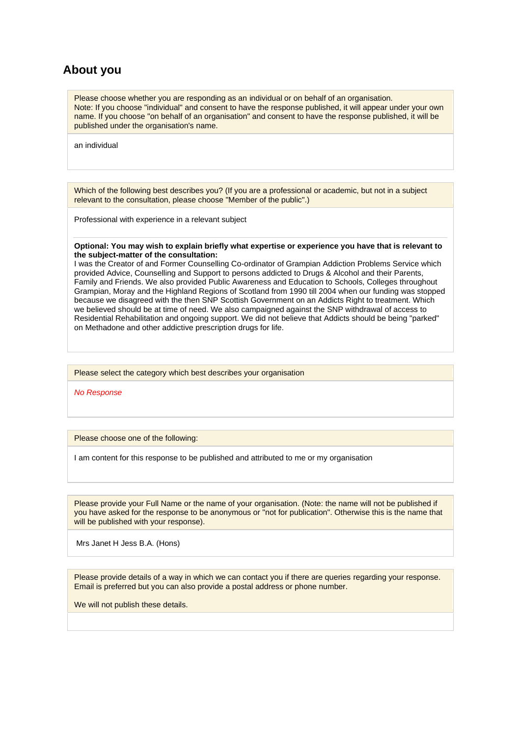## About you

Please choose whether you are responding as an individual or on behalf of an organisation.
Note: If you choose "individual" and consent to have the response published, it will appear under your own name. If you choose "on behalf of an organisation" and consent to have the response published, it will be published under the organisation's name.

an individual

Which of the following best describes you? (If you are a professional or academic, but not in a subject relevant to the consultation, please choose "Member of the public".)

Professional with experience in a relevant subject

**Optional: You may wish to explain briefly what expertise or experience you have that is relevant to the subject-matter of the consultation:**
I was the Creator of and Former Counselling Co-ordinator of Grampian Addiction Problems Service which provided Advice, Counselling and Support to persons addicted to Drugs & Alcohol and their Parents, Family and Friends. We also provided Public Awareness and Education to Schools, Colleges throughout Grampian, Moray and the Highland Regions of Scotland from 1990 till 2004 when our funding was stopped because we disagreed with the then SNP Scottish Government on an Addicts Right to treatment. Which we believed should be at time of need. We also campaigned against the SNP withdrawal of access to Residential Rehabilitation and ongoing support. We did not believe that Addicts should be being "parked" on Methadone and other addictive prescription drugs for life.

Please select the category which best describes your organisation

*No Response*

Please choose one of the following:

I am content for this response to be published and attributed to me or my organisation

Please provide your Full Name or the name of your organisation. (Note: the name will not be published if you have asked for the response to be anonymous or "not for publication". Otherwise this is the name that will be published with your response).

Mrs Janet H Jess B.A. (Hons)

Please provide details of a way in which we can contact you if there are queries regarding your response. Email is preferred but you can also provide a postal address or phone number.

We will not publish these details.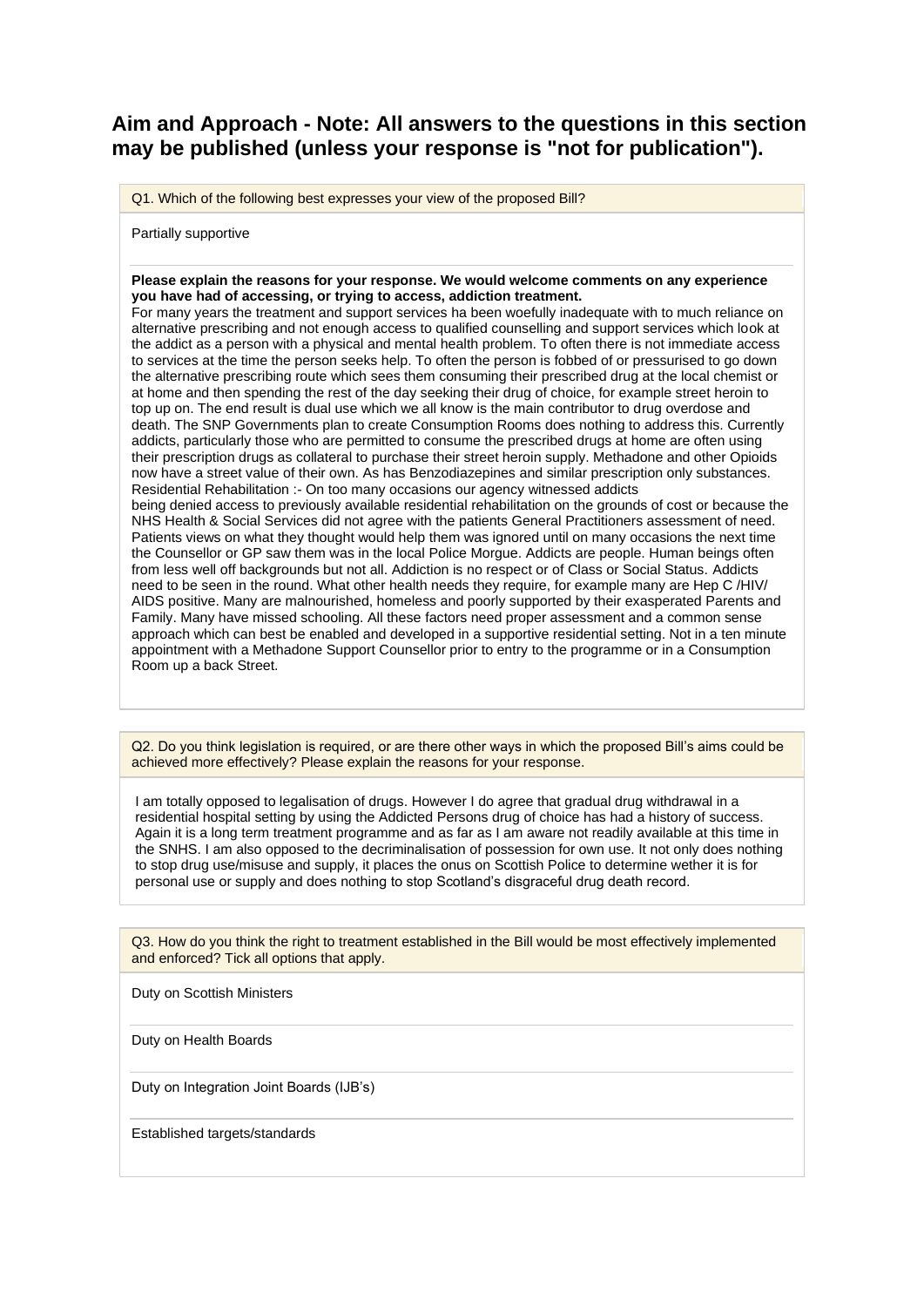## Aim and Approach - Note: All answers to the questions in this section may be published (unless your response is "not for publication").

Q1. Which of the following best expresses your view of the proposed Bill?

Partially supportive

**Please explain the reasons for your response. We would welcome comments on any experience you have had of accessing, or trying to access, addiction treatment.**

For many years the treatment and support services ha been woefully inadequate with to much reliance on alternative prescribing and not enough access to qualified counselling and support services which look at the addict as a person with a physical and mental health problem. To often there is not immediate access to services at the time the person seeks help. To often the person is fobbed of or pressurised to go down the alternative prescribing route which sees them consuming their prescribed drug at the local chemist or at home and then spending the rest of the day seeking their drug of choice, for example street heroin to top up on. The end result is dual use which we all know is the main contributor to drug overdose and death. The SNP Governments plan to create Consumption Rooms does nothing to address this. Currently addicts, particularly those who are permitted to consume the prescribed drugs at home are often using their prescription drugs as collateral to purchase their street heroin supply. Methadone and other Opioids now have a street value of their own. As has Benzodiazepines and similar prescription only substances. Residential Rehabilitation :- On too many occasions our agency witnessed addicts being denied access to previously available residential rehabilitation on the grounds of cost or because the NHS Health & Social Services did not agree with the patients General Practitioners assessment of need. Patients views on what they thought would help them was ignored until on many occasions the next time the Counsellor or GP saw them was in the local Police Morgue. Addicts are people. Human beings often from less well off backgrounds but not all. Addiction is no respect or of Class or Social Status. Addicts need to be seen in the round. What other health needs they require, for example many are Hep C /HIV/ AIDS positive. Many are malnourished, homeless and poorly supported by their exasperated Parents and Family. Many have missed schooling. All these factors need proper assessment and a common sense approach which can best be enabled and developed in a supportive residential setting. Not in a ten minute appointment with a Methadone Support Counsellor prior to entry to the programme or in a Consumption Room up a back Street.

Q2. Do you think legislation is required, or are there other ways in which the proposed Bill's aims could be achieved more effectively? Please explain the reasons for your response.

I am totally opposed to legalisation of drugs. However I do agree that gradual drug withdrawal in a residential hospital setting by using the Addicted Persons drug of choice has had a history of success. Again it is a long term treatment programme and as far as I am aware not readily available at this time in the SNHS. I am also opposed to the decriminalisation of possession for own use. It not only does nothing to stop drug use/misuse and supply, it places the onus on Scottish Police to determine wether it is for personal use or supply and does nothing to stop Scotland's disgraceful drug death record.

Q3. How do you think the right to treatment established in the Bill would be most effectively implemented and enforced? Tick all options that apply.

Duty on Scottish Ministers

Duty on Health Boards

Duty on Integration Joint Boards (IJB's)

Established targets/standards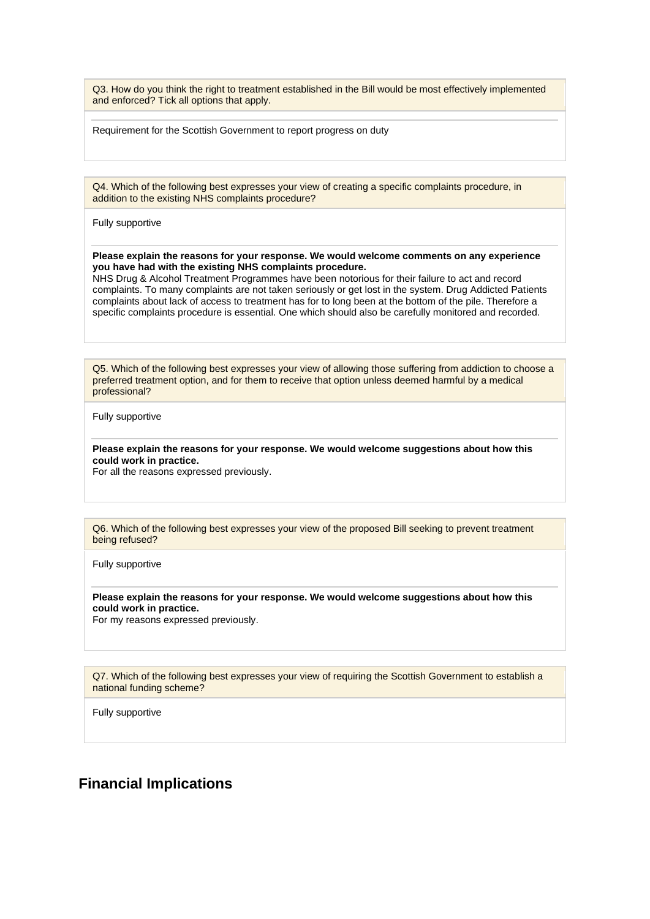Q3. How do you think the right to treatment established in the Bill would be most effectively implemented and enforced? Tick all options that apply.

Requirement for the Scottish Government to report progress on duty

Q4. Which of the following best expresses your view of creating a specific complaints procedure, in addition to the existing NHS complaints procedure?

Fully supportive

**Please explain the reasons for your response. We would welcome comments on any experience you have had with the existing NHS complaints procedure.**

NHS Drug & Alcohol Treatment Programmes have been notorious for their failure to act and record complaints. To many complaints are not taken seriously or get lost in the system. Drug Addicted Patients complaints about lack of access to treatment has for to long been at the bottom of the pile. Therefore a specific complaints procedure is essential. One which should also be carefully monitored and recorded.

Q5. Which of the following best expresses your view of allowing those suffering from addiction to choose a preferred treatment option, and for them to receive that option unless deemed harmful by a medical professional?

Fully supportive

**Please explain the reasons for your response. We would welcome suggestions about how this could work in practice.**

For all the reasons expressed previously.

Q6. Which of the following best expresses your view of the proposed Bill seeking to prevent treatment being refused?

Fully supportive

**Please explain the reasons for your response. We would welcome suggestions about how this could work in practice.**

For my reasons expressed previously.

Q7. Which of the following best expresses your view of requiring the Scottish Government to establish a national funding scheme?

Fully supportive

## Financial Implications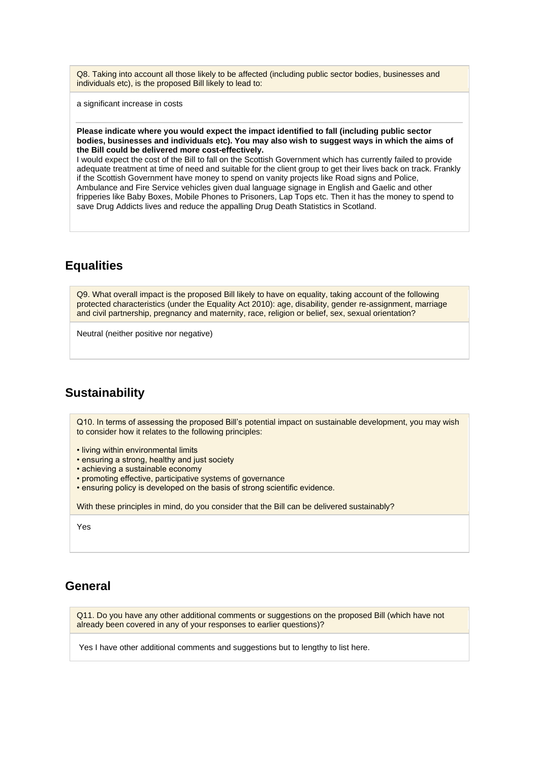Q8. Taking into account all those likely to be affected (including public sector bodies, businesses and individuals etc), is the proposed Bill likely to lead to:

a significant increase in costs

**Please indicate where you would expect the impact identified to fall (including public sector bodies, businesses and individuals etc). You may also wish to suggest ways in which the aims of the Bill could be delivered more cost-effectively.**

I would expect the cost of the Bill to fall on the Scottish Government which has currently failed to provide adequate treatment at time of need and suitable for the client group to get their lives back on track. Frankly if the Scottish Government have money to spend on vanity projects like Road signs and Police, Ambulance and Fire Service vehicles given dual language signage in English and Gaelic and other fripperies like Baby Boxes, Mobile Phones to Prisoners, Lap Tops etc. Then it has the money to spend to save Drug Addicts lives and reduce the appalling Drug Death Statistics in Scotland.

## Equalities

Q9. What overall impact is the proposed Bill likely to have on equality, taking account of the following protected characteristics (under the Equality Act 2010): age, disability, gender re-assignment, marriage and civil partnership, pregnancy and maternity, race, religion or belief, sex, sexual orientation?

Neutral (neither positive nor negative)

## Sustainability

Q10. In terms of assessing the proposed Bill's potential impact on sustainable development, you may wish to consider how it relates to the following principles:

- living within environmental limits
- ensuring a strong, healthy and just society
- achieving a sustainable economy
- promoting effective, participative systems of governance
- ensuring policy is developed on the basis of strong scientific evidence.

With these principles in mind, do you consider that the Bill can be delivered sustainably?

Yes

## General

Q11. Do you have any other additional comments or suggestions on the proposed Bill (which have not already been covered in any of your responses to earlier questions)?

Yes I have other additional comments and suggestions but to lengthy to list here.